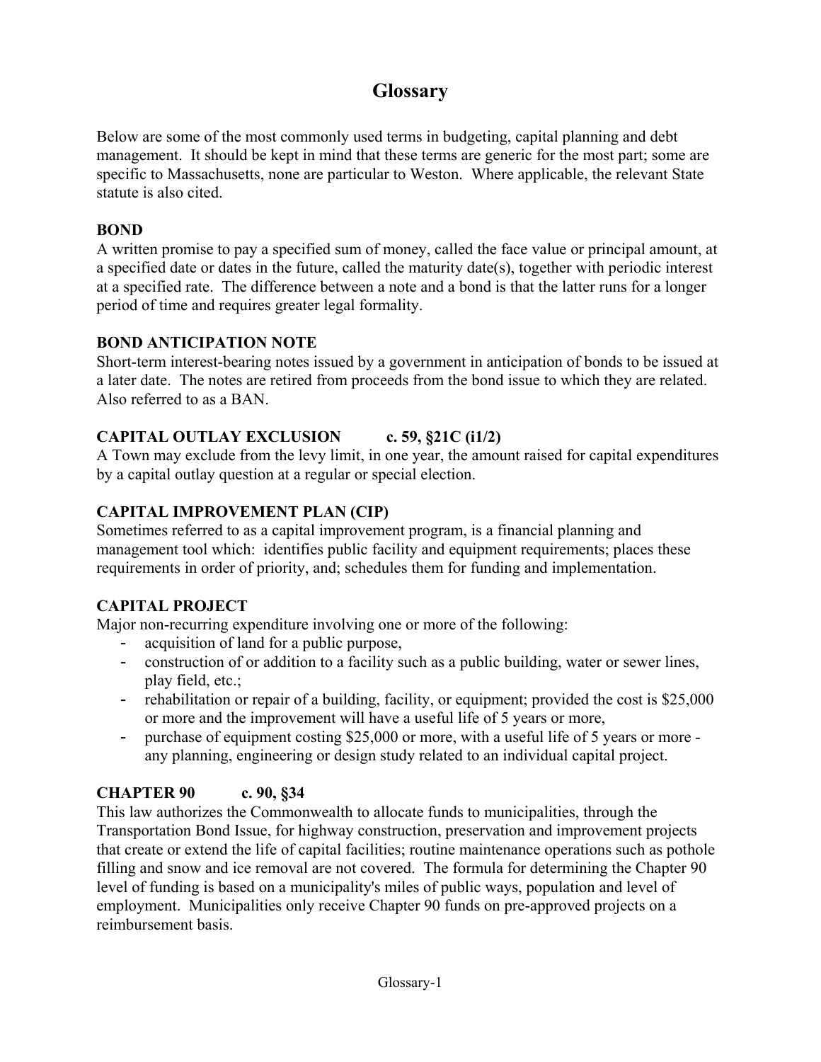# Glossary

Below are some of the most commonly used terms in budgeting, capital planning and debt management. It should be kept in mind that these terms are generic for the most part; some are specific to Massachusetts, none are particular to Weston. Where applicable, the relevant State statute is also cited.

**BOND**
A written promise to pay a specified sum of money, called the face value or principal amount, at a specified date or dates in the future, called the maturity date(s), together with periodic interest at a specified rate. The difference between a note and a bond is that the latter runs for a longer period of time and requires greater legal formality.

**BOND ANTICIPATION NOTE**
Short-term interest-bearing notes issued by a government in anticipation of bonds to be issued at a later date. The notes are retired from proceeds from the bond issue to which they are related. Also referred to as a BAN.

**CAPITAL OUTLAY EXCLUSION c. 59, §21C (i1/2)**
A Town may exclude from the levy limit, in one year, the amount raised for capital expenditures by a capital outlay question at a regular or special election.

**CAPITAL IMPROVEMENT PLAN (CIP)**
Sometimes referred to as a capital improvement program, is a financial planning and management tool which: identifies public facility and equipment requirements; places these requirements in order of priority, and; schedules them for funding and implementation.

**CAPITAL PROJECT**
Major non-recurring expenditure involving one or more of the following:

- acquisition of land for a public purpose,
- construction of or addition to a facility such as a public building, water or sewer lines, play field, etc.;
- rehabilitation or repair of a building, facility, or equipment; provided the cost is $25,000 or more and the improvement will have a useful life of 5 years or more,
- purchase of equipment costing $25,000 or more, with a useful life of 5 years or more - any planning, engineering or design study related to an individual capital project.

**CHAPTER 90 c. 90, §34**
This law authorizes the Commonwealth to allocate funds to municipalities, through the Transportation Bond Issue, for highway construction, preservation and improvement projects that create or extend the life of capital facilities; routine maintenance operations such as pothole filling and snow and ice removal are not covered. The formula for determining the Chapter 90 level of funding is based on a municipality's miles of public ways, population and level of employment. Municipalities only receive Chapter 90 funds on pre-approved projects on a reimbursement basis.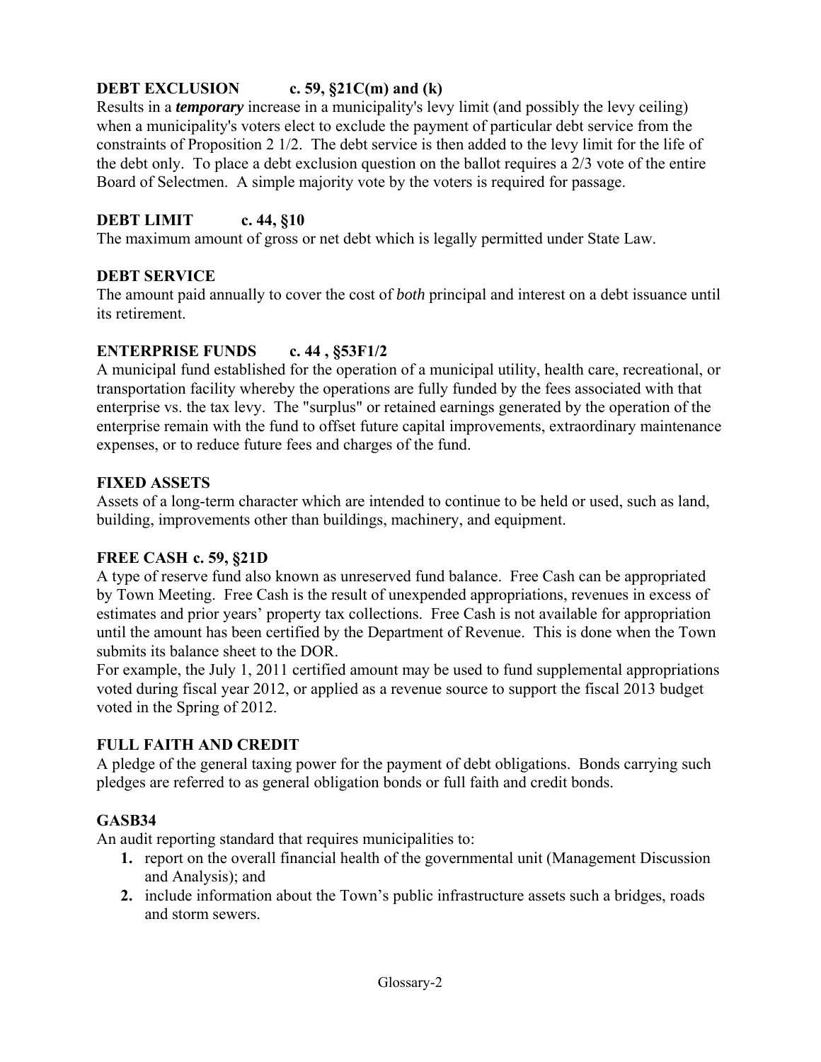### DEBT EXCLUSION c. 59, §21C(m) and (k)

Results in a ***temporary*** increase in a municipality's levy limit (and possibly the levy ceiling) when a municipality's voters elect to exclude the payment of particular debt service from the constraints of Proposition 2 1/2. The debt service is then added to the levy limit for the life of the debt only. To place a debt exclusion question on the ballot requires a 2/3 vote of the entire Board of Selectmen. A simple majority vote by the voters is required for passage.

### DEBT LIMIT c. 44, §10

The maximum amount of gross or net debt which is legally permitted under State Law.

### DEBT SERVICE

The amount paid annually to cover the cost of *both* principal and interest on a debt issuance until its retirement.

### ENTERPRISE FUNDS c. 44 , §53F1/2

A municipal fund established for the operation of a municipal utility, health care, recreational, or transportation facility whereby the operations are fully funded by the fees associated with that enterprise vs. the tax levy. The "surplus" or retained earnings generated by the operation of the enterprise remain with the fund to offset future capital improvements, extraordinary maintenance expenses, or to reduce future fees and charges of the fund.

### FIXED ASSETS

Assets of a long-term character which are intended to continue to be held or used, such as land, building, improvements other than buildings, machinery, and equipment.

### FREE CASH c. 59, §21D

A type of reserve fund also known as unreserved fund balance. Free Cash can be appropriated by Town Meeting. Free Cash is the result of unexpended appropriations, revenues in excess of estimates and prior years' property tax collections. Free Cash is not available for appropriation until the amount has been certified by the Department of Revenue. This is done when the Town submits its balance sheet to the DOR.

For example, the July 1, 2011 certified amount may be used to fund supplemental appropriations voted during fiscal year 2012, or applied as a revenue source to support the fiscal 2013 budget voted in the Spring of 2012.

### FULL FAITH AND CREDIT

A pledge of the general taxing power for the payment of debt obligations. Bonds carrying such pledges are referred to as general obligation bonds or full faith and credit bonds.

### GASB34

An audit reporting standard that requires municipalities to:

1. report on the overall financial health of the governmental unit (Management Discussion and Analysis); and
2. include information about the Town's public infrastructure assets such a bridges, roads and storm sewers.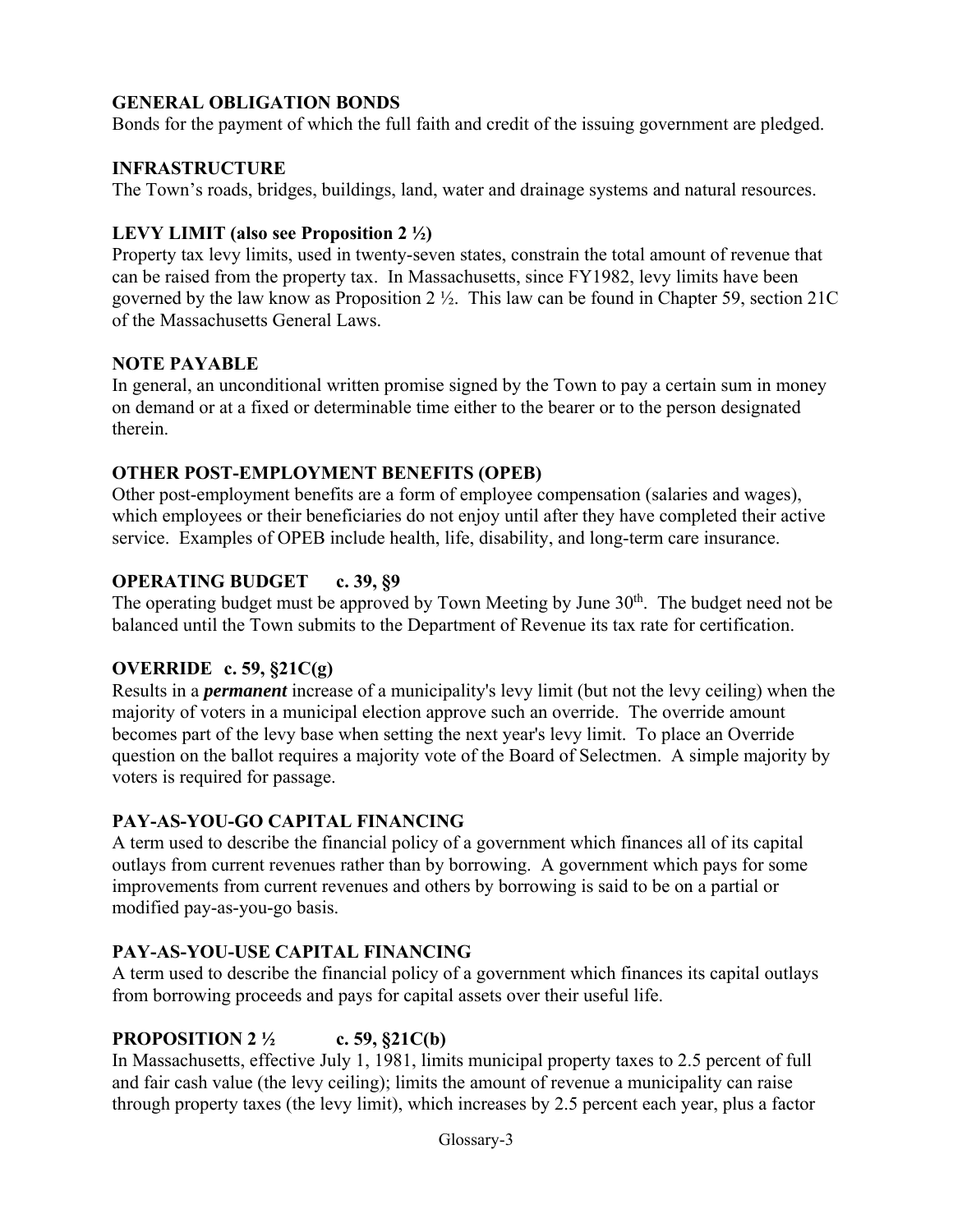**GENERAL OBLIGATION BONDS**
Bonds for the payment of which the full faith and credit of the issuing government are pledged.

**INFRASTRUCTURE**
The Town's roads, bridges, buildings, land, water and drainage systems and natural resources.

**LEVY LIMIT (also see Proposition 2 ½)**
Property tax levy limits, used in twenty-seven states, constrain the total amount of revenue that can be raised from the property tax. In Massachusetts, since FY1982, levy limits have been governed by the law know as Proposition 2 ½. This law can be found in Chapter 59, section 21C of the Massachusetts General Laws.

**NOTE PAYABLE**
In general, an unconditional written promise signed by the Town to pay a certain sum in money on demand or at a fixed or determinable time either to the bearer or to the person designated therein.

**OTHER POST-EMPLOYMENT BENEFITS (OPEB)**
Other post-employment benefits are a form of employee compensation (salaries and wages), which employees or their beneficiaries do not enjoy until after they have completed their active service. Examples of OPEB include health, life, disability, and long-term care insurance.

**OPERATING BUDGET c. 39, §9**
The operating budget must be approved by Town Meeting by June 30th. The budget need not be balanced until the Town submits to the Department of Revenue its tax rate for certification.

**OVERRIDE c. 59, §21C(g)**
Results in a ***permanent*** increase of a municipality's levy limit (but not the levy ceiling) when the majority of voters in a municipal election approve such an override. The override amount becomes part of the levy base when setting the next year's levy limit. To place an Override question on the ballot requires a majority vote of the Board of Selectmen. A simple majority by voters is required for passage.

**PAY-AS-YOU-GO CAPITAL FINANCING**
A term used to describe the financial policy of a government which finances all of its capital outlays from current revenues rather than by borrowing. A government which pays for some improvements from current revenues and others by borrowing is said to be on a partial or modified pay-as-you-go basis.

**PAY-AS-YOU-USE CAPITAL FINANCING**
A term used to describe the financial policy of a government which finances its capital outlays from borrowing proceeds and pays for capital assets over their useful life.

**PROPOSITION 2 ½ c. 59, §21C(b)**
In Massachusetts, effective July 1, 1981, limits municipal property taxes to 2.5 percent of full and fair cash value (the levy ceiling); limits the amount of revenue a municipality can raise through property taxes (the levy limit), which increases by 2.5 percent each year, plus a factor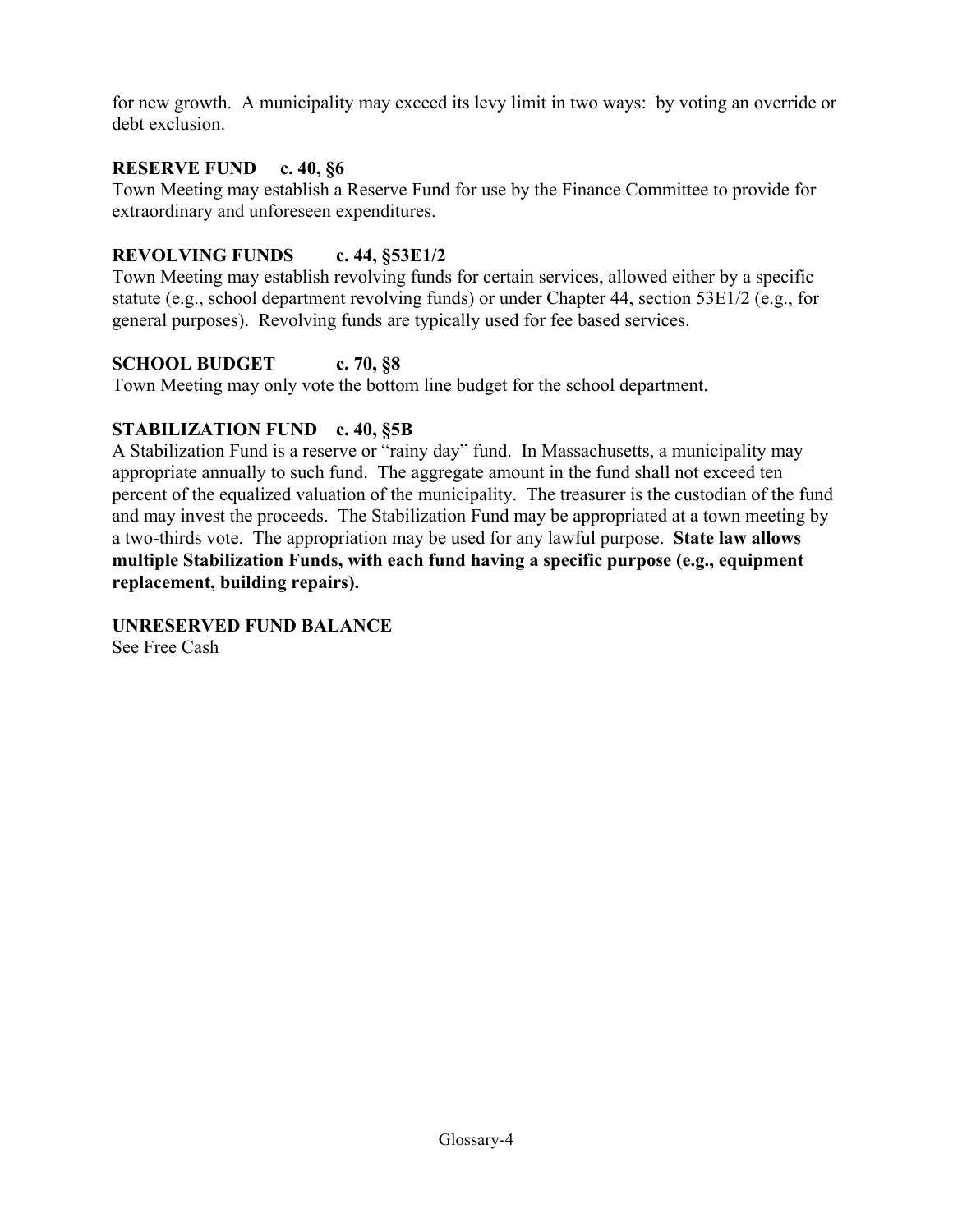for new growth. A municipality may exceed its levy limit in two ways: by voting an override or debt exclusion.

**RESERVE FUND c. 40, §6**
Town Meeting may establish a Reserve Fund for use by the Finance Committee to provide for extraordinary and unforeseen expenditures.

**REVOLVING FUNDS c. 44, §53E1/2**
Town Meeting may establish revolving funds for certain services, allowed either by a specific statute (e.g., school department revolving funds) or under Chapter 44, section 53E1/2 (e.g., for general purposes). Revolving funds are typically used for fee based services.

**SCHOOL BUDGET c. 70, §8**
Town Meeting may only vote the bottom line budget for the school department.

**STABILIZATION FUND c. 40, §5B**
A Stabilization Fund is a reserve or "rainy day" fund. In Massachusetts, a municipality may appropriate annually to such fund. The aggregate amount in the fund shall not exceed ten percent of the equalized valuation of the municipality. The treasurer is the custodian of the fund and may invest the proceeds. The Stabilization Fund may be appropriated at a town meeting by a two-thirds vote. The appropriation may be used for any lawful purpose. **State law allows multiple Stabilization Funds, with each fund having a specific purpose (e.g., equipment replacement, building repairs).**

**UNRESERVED FUND BALANCE**
See Free Cash